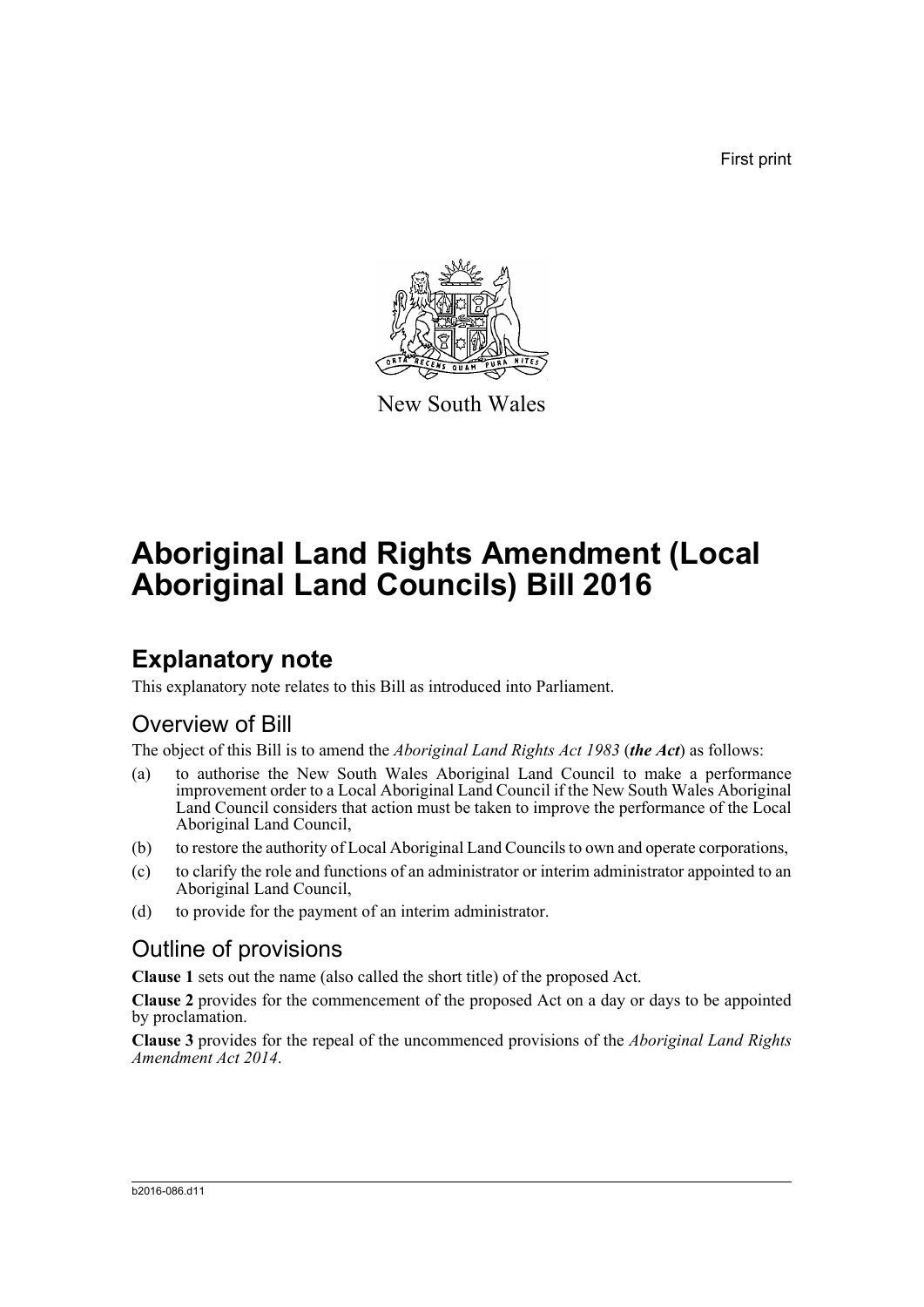First print

New South Wales

# Aboriginal Land Rights Amendment (Local Aboriginal Land Councils) Bill 2016

## Explanatory note

This explanatory note relates to this Bill as introduced into Parliament.

### Overview of Bill

The object of this Bill is to amend the *Aboriginal Land Rights Act 1983* (***the Act***) as follows:

(a) to authorise the New South Wales Aboriginal Land Council to make a performance improvement order to a Local Aboriginal Land Council if the New South Wales Aboriginal Land Council considers that action must be taken to improve the performance of the Local Aboriginal Land Council,

(b) to restore the authority of Local Aboriginal Land Councils to own and operate corporations,

(c) to clarify the role and functions of an administrator or interim administrator appointed to an Aboriginal Land Council,

(d) to provide for the payment of an interim administrator.

### Outline of provisions

**Clause 1** sets out the name (also called the short title) of the proposed Act.

**Clause 2** provides for the commencement of the proposed Act on a day or days to be appointed by proclamation.

**Clause 3** provides for the repeal of the uncommenced provisions of the *Aboriginal Land Rights Amendment Act 2014*.

b2016-086.d11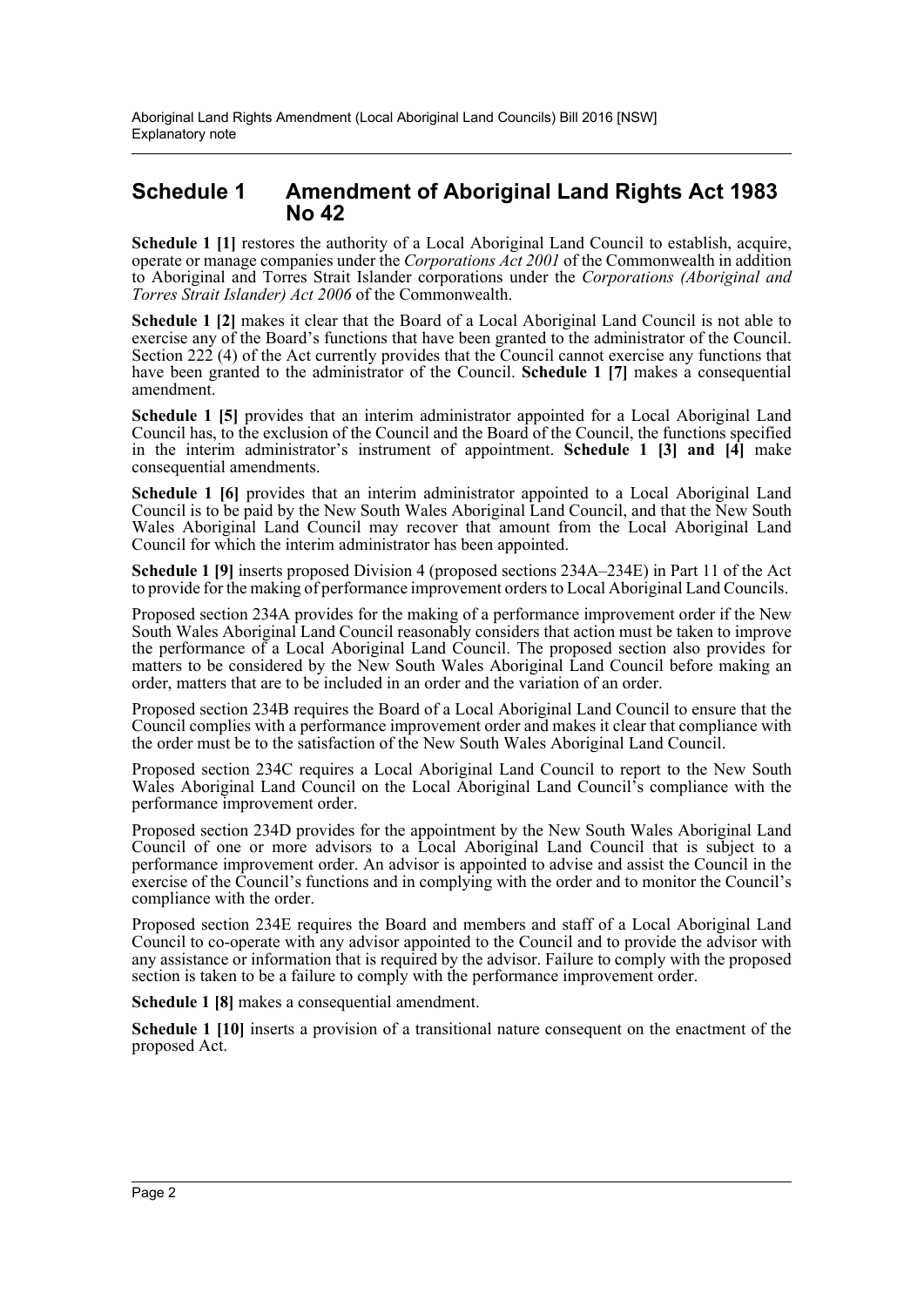## Schedule 1 Amendment of Aboriginal Land Rights Act 1983 No 42

**Schedule 1 [1]** restores the authority of a Local Aboriginal Land Council to establish, acquire, operate or manage companies under the *Corporations Act 2001* of the Commonwealth in addition to Aboriginal and Torres Strait Islander corporations under the *Corporations (Aboriginal and Torres Strait Islander) Act 2006* of the Commonwealth.

**Schedule 1 [2]** makes it clear that the Board of a Local Aboriginal Land Council is not able to exercise any of the Board's functions that have been granted to the administrator of the Council. Section 222 (4) of the Act currently provides that the Council cannot exercise any functions that have been granted to the administrator of the Council. **Schedule 1 [7]** makes a consequential amendment.

**Schedule 1 [5]** provides that an interim administrator appointed for a Local Aboriginal Land Council has, to the exclusion of the Council and the Board of the Council, the functions specified in the interim administrator's instrument of appointment. **Schedule 1 [3] and [4]** make consequential amendments.

**Schedule 1 [6]** provides that an interim administrator appointed to a Local Aboriginal Land Council is to be paid by the New South Wales Aboriginal Land Council, and that the New South Wales Aboriginal Land Council may recover that amount from the Local Aboriginal Land Council for which the interim administrator has been appointed.

**Schedule 1 [9]** inserts proposed Division 4 (proposed sections 234A–234E) in Part 11 of the Act to provide for the making of performance improvement orders to Local Aboriginal Land Councils.

Proposed section 234A provides for the making of a performance improvement order if the New South Wales Aboriginal Land Council reasonably considers that action must be taken to improve the performance of a Local Aboriginal Land Council. The proposed section also provides for matters to be considered by the New South Wales Aboriginal Land Council before making an order, matters that are to be included in an order and the variation of an order.

Proposed section 234B requires the Board of a Local Aboriginal Land Council to ensure that the Council complies with a performance improvement order and makes it clear that compliance with the order must be to the satisfaction of the New South Wales Aboriginal Land Council.

Proposed section 234C requires a Local Aboriginal Land Council to report to the New South Wales Aboriginal Land Council on the Local Aboriginal Land Council's compliance with the performance improvement order.

Proposed section 234D provides for the appointment by the New South Wales Aboriginal Land Council of one or more advisors to a Local Aboriginal Land Council that is subject to a performance improvement order. An advisor is appointed to advise and assist the Council in the exercise of the Council's functions and in complying with the order and to monitor the Council's compliance with the order.

Proposed section 234E requires the Board and members and staff of a Local Aboriginal Land Council to co-operate with any advisor appointed to the Council and to provide the advisor with any assistance or information that is required by the advisor. Failure to comply with the proposed section is taken to be a failure to comply with the performance improvement order.

**Schedule 1 [8]** makes a consequential amendment.

**Schedule 1 [10]** inserts a provision of a transitional nature consequent on the enactment of the proposed Act.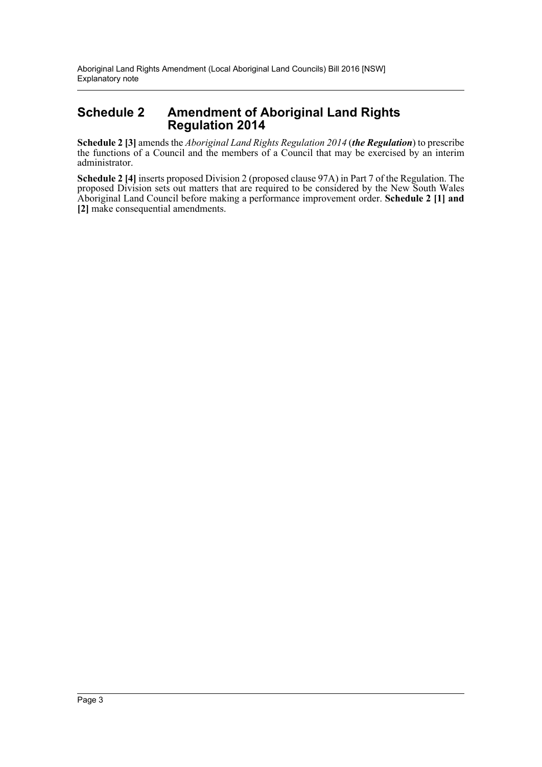## Schedule 2 Amendment of Aboriginal Land Rights Regulation 2014

**Schedule 2 [3]** amends the *Aboriginal Land Rights Regulation 2014* (***the Regulation***) to prescribe the functions of a Council and the members of a Council that may be exercised by an interim administrator.

**Schedule 2 [4]** inserts proposed Division 2 (proposed clause 97A) in Part 7 of the Regulation. The proposed Division sets out matters that are required to be considered by the New South Wales Aboriginal Land Council before making a performance improvement order. **Schedule 2 [1] and [2]** make consequential amendments.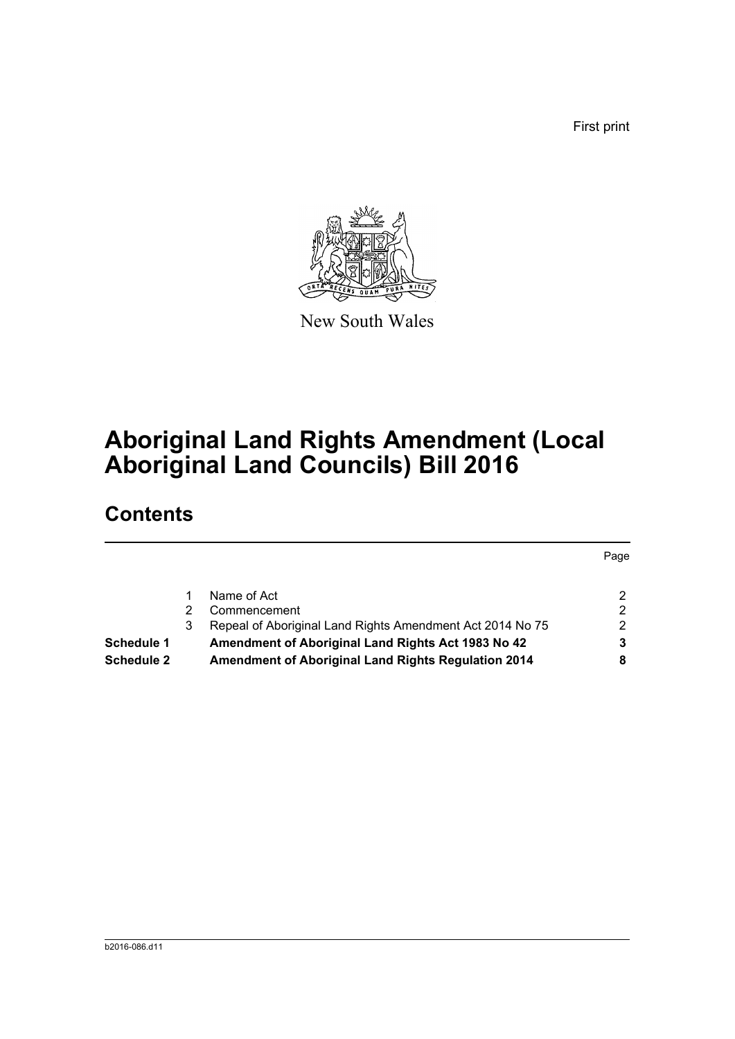First print

New South Wales

# Aboriginal Land Rights Amendment (Local Aboriginal Land Councils) Bill 2016

## Contents

| | | | Page |
|---|---|---|---|
| | 1 | Name of Act | 2 |
| | 2 | Commencement | 2 |
| | 3 | Repeal of Aboriginal Land Rights Amendment Act 2014 No 75 | 2 |
| **Schedule 1** | | **Amendment of Aboriginal Land Rights Act 1983 No 42** | **3** |
| **Schedule 2** | | **Amendment of Aboriginal Land Rights Regulation 2014** | **8** |

b2016-086.d11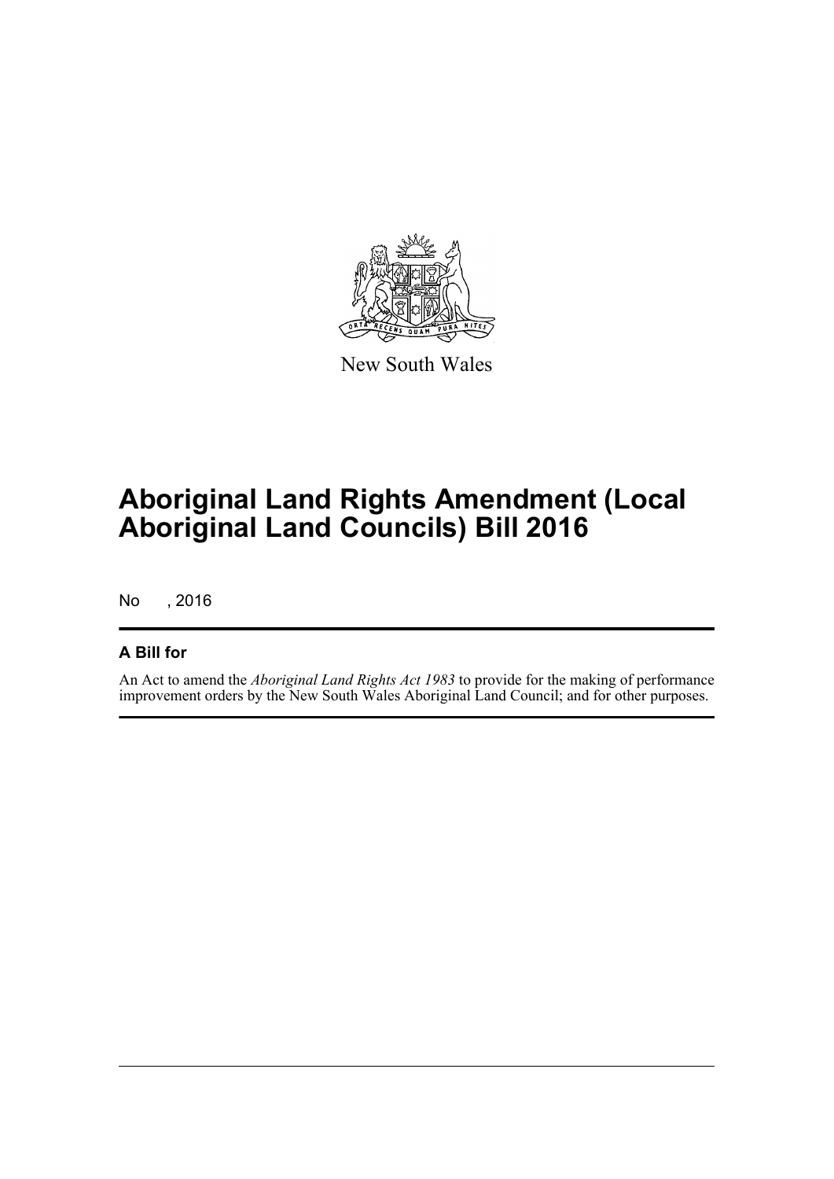New South Wales

# Aboriginal Land Rights Amendment (Local Aboriginal Land Councils) Bill 2016

No , 2016

## A Bill for

An Act to amend the *Aboriginal Land Rights Act 1983* to provide for the making of performance improvement orders by the New South Wales Aboriginal Land Council; and for other purposes.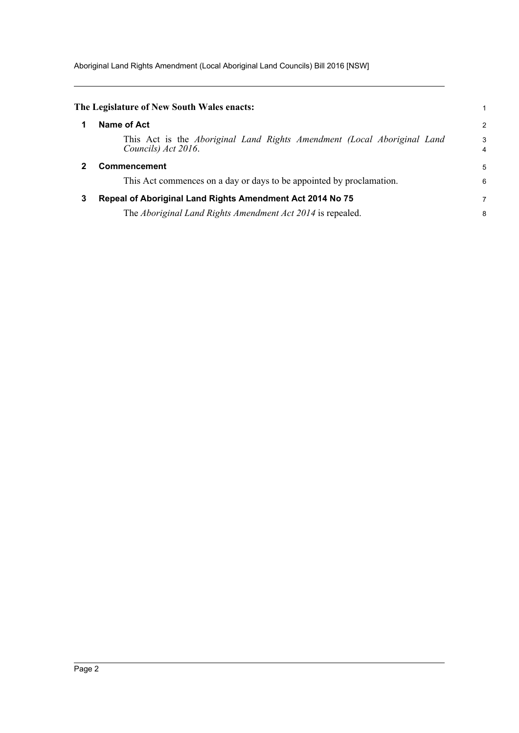**The Legislature of New South Wales enacts:**

## 1 Name of Act

This Act is the *Aboriginal Land Rights Amendment (Local Aboriginal Land Councils) Act 2016*.

## 2 Commencement

This Act commences on a day or days to be appointed by proclamation.

## 3 Repeal of Aboriginal Land Rights Amendment Act 2014 No 75

The *Aboriginal Land Rights Amendment Act 2014* is repealed.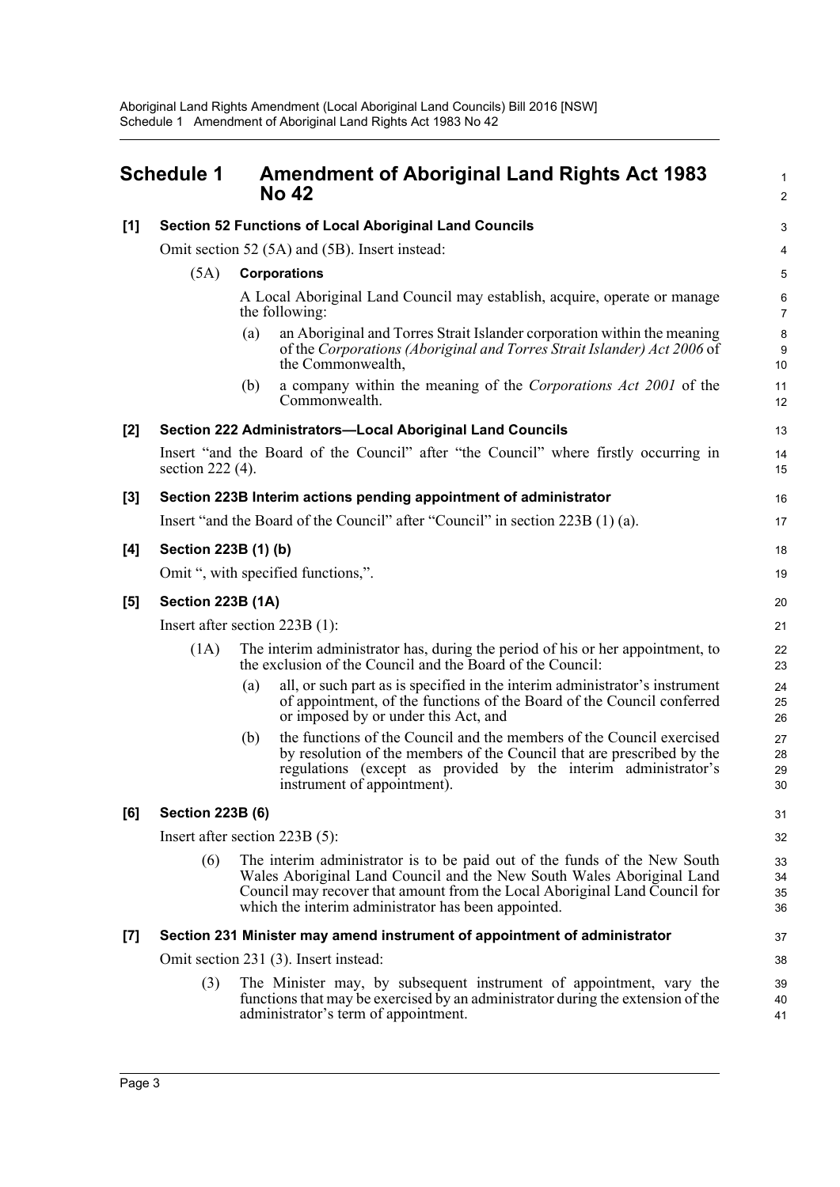# Schedule 1 Amendment of Aboriginal Land Rights Act 1983 No 42

**[1] Section 52 Functions of Local Aboriginal Land Councils**

Omit section 52 (5A) and (5B). Insert instead:

(5A) **Corporations**

A Local Aboriginal Land Council may establish, acquire, operate or manage the following:

(a) an Aboriginal and Torres Strait Islander corporation within the meaning of the *Corporations (Aboriginal and Torres Strait Islander) Act 2006* of the Commonwealth,

(b) a company within the meaning of the *Corporations Act 2001* of the Commonwealth.

**[2] Section 222 Administrators—Local Aboriginal Land Councils**

Insert "and the Board of the Council" after "the Council" where firstly occurring in section 222 (4).

**[3] Section 223B Interim actions pending appointment of administrator**

Insert "and the Board of the Council" after "Council" in section 223B (1) (a).

**[4] Section 223B (1) (b)**

Omit ", with specified functions,".

**[5] Section 223B (1A)**

Insert after section 223B (1):

(1A) The interim administrator has, during the period of his or her appointment, to the exclusion of the Council and the Board of the Council:

(a) all, or such part as is specified in the interim administrator's instrument of appointment, of the functions of the Board of the Council conferred or imposed by or under this Act, and

(b) the functions of the Council and the members of the Council exercised by resolution of the members of the Council that are prescribed by the regulations (except as provided by the interim administrator's instrument of appointment).

**[6] Section 223B (6)**

Insert after section 223B (5):

(6) The interim administrator is to be paid out of the funds of the New South Wales Aboriginal Land Council and the New South Wales Aboriginal Land Council may recover that amount from the Local Aboriginal Land Council for which the interim administrator has been appointed.

**[7] Section 231 Minister may amend instrument of appointment of administrator**

Omit section 231 (3). Insert instead:

(3) The Minister may, by subsequent instrument of appointment, vary the functions that may be exercised by an administrator during the extension of the administrator's term of appointment.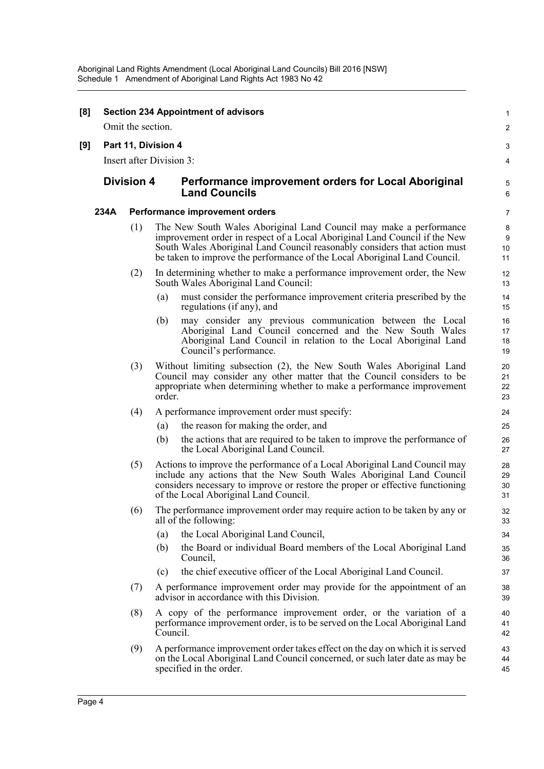**[8] Section 234 Appointment of advisors**

Omit the section.

**[9] Part 11, Division 4**

Insert after Division 3:

## Division 4 Performance improvement orders for Local Aboriginal Land Councils

### 234A Performance improvement orders

(1) The New South Wales Aboriginal Land Council may make a performance improvement order in respect of a Local Aboriginal Land Council if the New South Wales Aboriginal Land Council reasonably considers that action must be taken to improve the performance of the Local Aboriginal Land Council.

(2) In determining whether to make a performance improvement order, the New South Wales Aboriginal Land Council:

(a) must consider the performance improvement criteria prescribed by the regulations (if any), and

(b) may consider any previous communication between the Local Aboriginal Land Council concerned and the New South Wales Aboriginal Land Council in relation to the Local Aboriginal Land Council's performance.

(3) Without limiting subsection (2), the New South Wales Aboriginal Land Council may consider any other matter that the Council considers to be appropriate when determining whether to make a performance improvement order.

(4) A performance improvement order must specify:

(a) the reason for making the order, and

(b) the actions that are required to be taken to improve the performance of the Local Aboriginal Land Council.

(5) Actions to improve the performance of a Local Aboriginal Land Council may include any actions that the New South Wales Aboriginal Land Council considers necessary to improve or restore the proper or effective functioning of the Local Aboriginal Land Council.

(6) The performance improvement order may require action to be taken by any or all of the following:

(a) the Local Aboriginal Land Council,

(b) the Board or individual Board members of the Local Aboriginal Land Council,

(c) the chief executive officer of the Local Aboriginal Land Council.

(7) A performance improvement order may provide for the appointment of an advisor in accordance with this Division.

(8) A copy of the performance improvement order, or the variation of a performance improvement order, is to be served on the Local Aboriginal Land Council.

(9) A performance improvement order takes effect on the day on which it is served on the Local Aboriginal Land Council concerned, or such later date as may be specified in the order.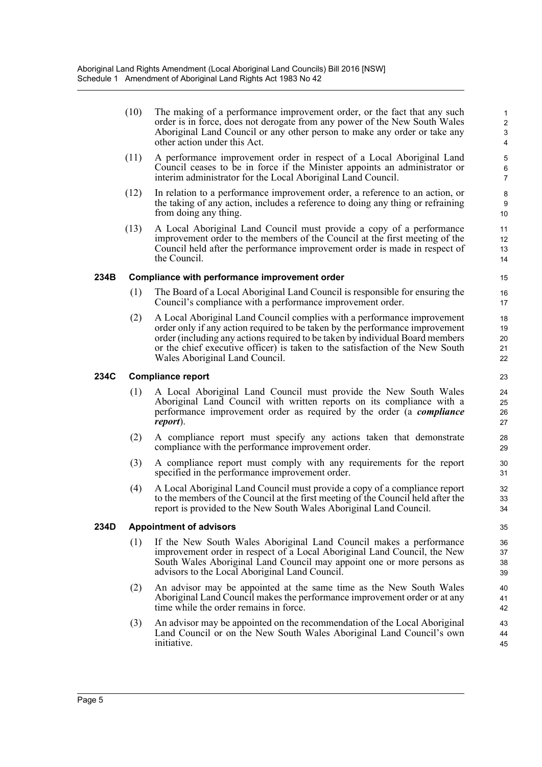(10) The making of a performance improvement order, or the fact that any such order is in force, does not derogate from any power of the New South Wales Aboriginal Land Council or any other person to make any order or take any other action under this Act.

(11) A performance improvement order in respect of a Local Aboriginal Land Council ceases to be in force if the Minister appoints an administrator or interim administrator for the Local Aboriginal Land Council.

(12) In relation to a performance improvement order, a reference to an action, or the taking of any action, includes a reference to doing any thing or refraining from doing any thing.

(13) A Local Aboriginal Land Council must provide a copy of a performance improvement order to the members of the Council at the first meeting of the Council held after the performance improvement order is made in respect of the Council.

### 234B Compliance with performance improvement order

(1) The Board of a Local Aboriginal Land Council is responsible for ensuring the Council's compliance with a performance improvement order.

(2) A Local Aboriginal Land Council complies with a performance improvement order only if any action required to be taken by the performance improvement order (including any actions required to be taken by individual Board members or the chief executive officer) is taken to the satisfaction of the New South Wales Aboriginal Land Council.

### 234C Compliance report

(1) A Local Aboriginal Land Council must provide the New South Wales Aboriginal Land Council with written reports on its compliance with a performance improvement order as required by the order (a ***compliance report***).

(2) A compliance report must specify any actions taken that demonstrate compliance with the performance improvement order.

(3) A compliance report must comply with any requirements for the report specified in the performance improvement order.

(4) A Local Aboriginal Land Council must provide a copy of a compliance report to the members of the Council at the first meeting of the Council held after the report is provided to the New South Wales Aboriginal Land Council.

### 234D Appointment of advisors

(1) If the New South Wales Aboriginal Land Council makes a performance improvement order in respect of a Local Aboriginal Land Council, the New South Wales Aboriginal Land Council may appoint one or more persons as advisors to the Local Aboriginal Land Council.

(2) An advisor may be appointed at the same time as the New South Wales Aboriginal Land Council makes the performance improvement order or at any time while the order remains in force.

(3) An advisor may be appointed on the recommendation of the Local Aboriginal Land Council or on the New South Wales Aboriginal Land Council's own initiative.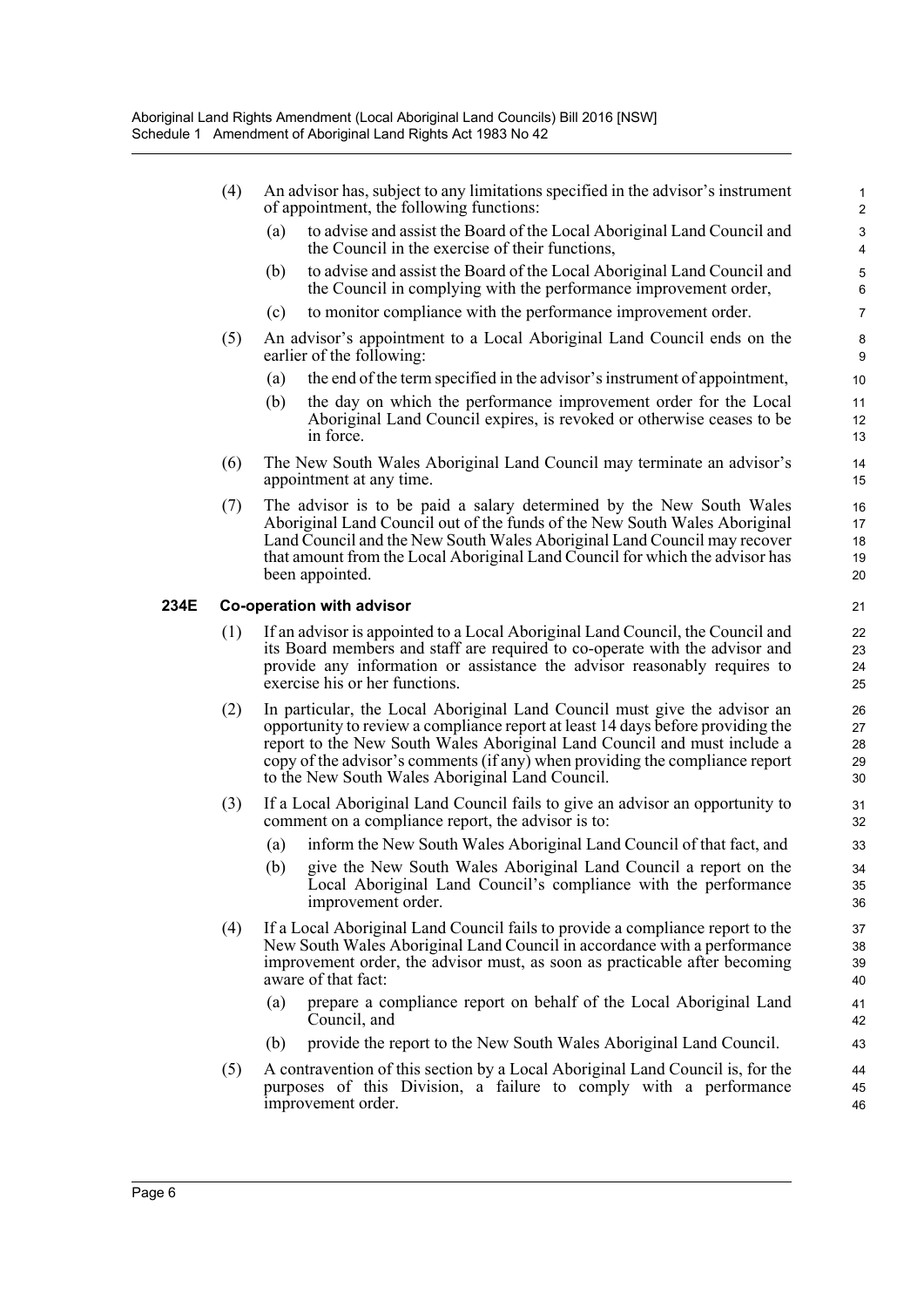(4) An advisor has, subject to any limitations specified in the advisor's instrument of appointment, the following functions:

(a) to advise and assist the Board of the Local Aboriginal Land Council and the Council in the exercise of their functions,

(b) to advise and assist the Board of the Local Aboriginal Land Council and the Council in complying with the performance improvement order,

(c) to monitor compliance with the performance improvement order.

(5) An advisor's appointment to a Local Aboriginal Land Council ends on the earlier of the following:

(a) the end of the term specified in the advisor's instrument of appointment,

(b) the day on which the performance improvement order for the Local Aboriginal Land Council expires, is revoked or otherwise ceases to be in force.

(6) The New South Wales Aboriginal Land Council may terminate an advisor's appointment at any time.

(7) The advisor is to be paid a salary determined by the New South Wales Aboriginal Land Council out of the funds of the New South Wales Aboriginal Land Council and the New South Wales Aboriginal Land Council may recover that amount from the Local Aboriginal Land Council for which the advisor has been appointed.

**234E Co-operation with advisor**

(1) If an advisor is appointed to a Local Aboriginal Land Council, the Council and its Board members and staff are required to co-operate with the advisor and provide any information or assistance the advisor reasonably requires to exercise his or her functions.

(2) In particular, the Local Aboriginal Land Council must give the advisor an opportunity to review a compliance report at least 14 days before providing the report to the New South Wales Aboriginal Land Council and must include a copy of the advisor's comments (if any) when providing the compliance report to the New South Wales Aboriginal Land Council.

(3) If a Local Aboriginal Land Council fails to give an advisor an opportunity to comment on a compliance report, the advisor is to:

(a) inform the New South Wales Aboriginal Land Council of that fact, and

(b) give the New South Wales Aboriginal Land Council a report on the Local Aboriginal Land Council's compliance with the performance improvement order.

(4) If a Local Aboriginal Land Council fails to provide a compliance report to the New South Wales Aboriginal Land Council in accordance with a performance improvement order, the advisor must, as soon as practicable after becoming aware of that fact:

(a) prepare a compliance report on behalf of the Local Aboriginal Land Council, and

(b) provide the report to the New South Wales Aboriginal Land Council.

(5) A contravention of this section by a Local Aboriginal Land Council is, for the purposes of this Division, a failure to comply with a performance improvement order.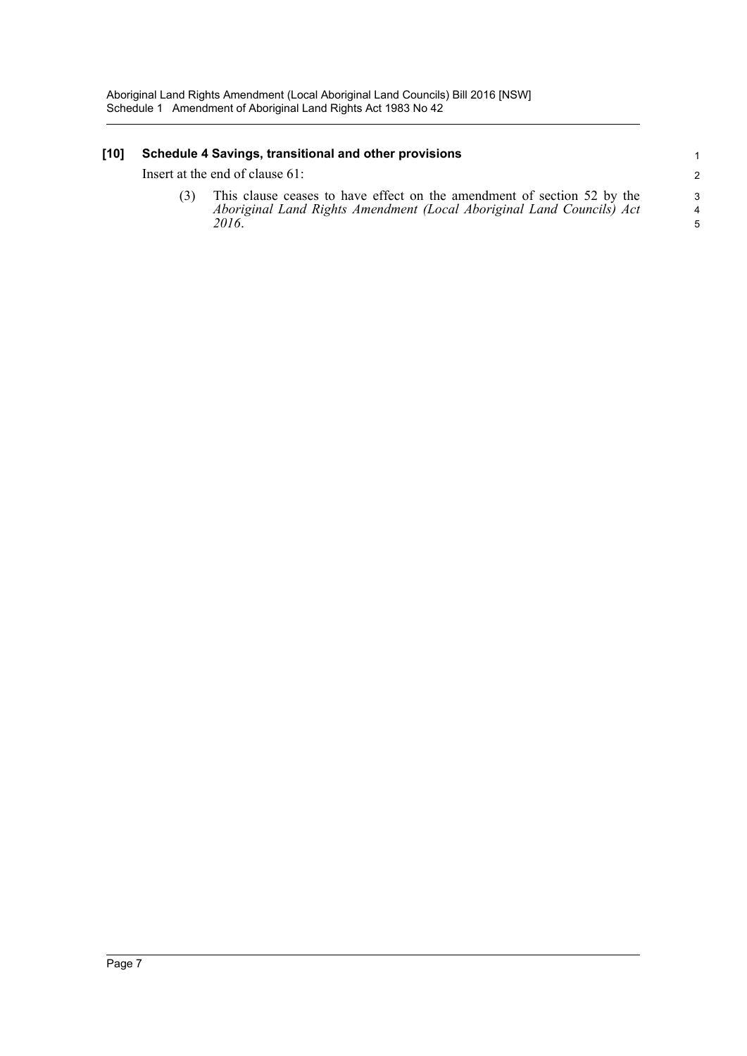**[10] Schedule 4 Savings, transitional and other provisions**

Insert at the end of clause 61:

(3) This clause ceases to have effect on the amendment of section 52 by the *Aboriginal Land Rights Amendment (Local Aboriginal Land Councils) Act 2016*.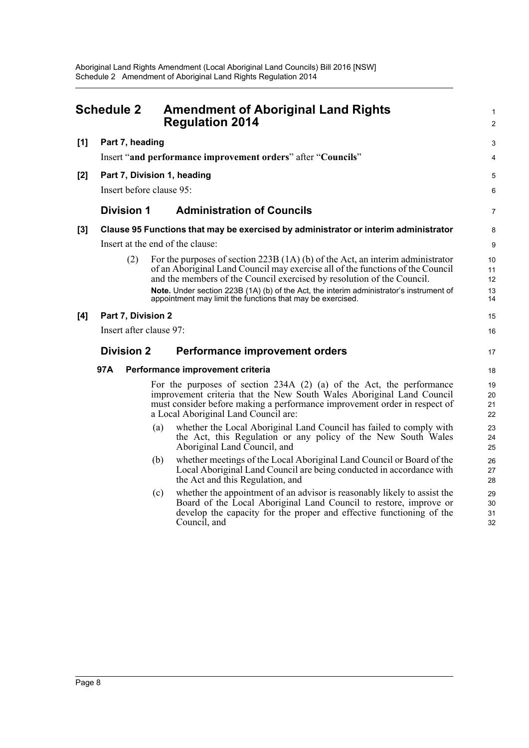# Schedule 2 Amendment of Aboriginal Land Rights Regulation 2014

**[1] Part 7, heading**

Insert "**and performance improvement orders**" after "**Councils**"

**[2] Part 7, Division 1, heading**

Insert before clause 95:

## Division 1 Administration of Councils

**[3] Clause 95 Functions that may be exercised by administrator or interim administrator**

Insert at the end of the clause:

(2) For the purposes of section 223B (1A) (b) of the Act, an interim administrator of an Aboriginal Land Council may exercise all of the functions of the Council and the members of the Council exercised by resolution of the Council.

**Note.** Under section 223B (1A) (b) of the Act, the interim administrator's instrument of appointment may limit the functions that may be exercised.

**[4] Part 7, Division 2**

Insert after clause 97:

## Division 2 Performance improvement orders

### 97A Performance improvement criteria

For the purposes of section 234A (2) (a) of the Act, the performance improvement criteria that the New South Wales Aboriginal Land Council must consider before making a performance improvement order in respect of a Local Aboriginal Land Council are:

(a) whether the Local Aboriginal Land Council has failed to comply with the Act, this Regulation or any policy of the New South Wales Aboriginal Land Council, and

(b) whether meetings of the Local Aboriginal Land Council or Board of the Local Aboriginal Land Council are being conducted in accordance with the Act and this Regulation, and

(c) whether the appointment of an advisor is reasonably likely to assist the Board of the Local Aboriginal Land Council to restore, improve or develop the capacity for the proper and effective functioning of the Council, and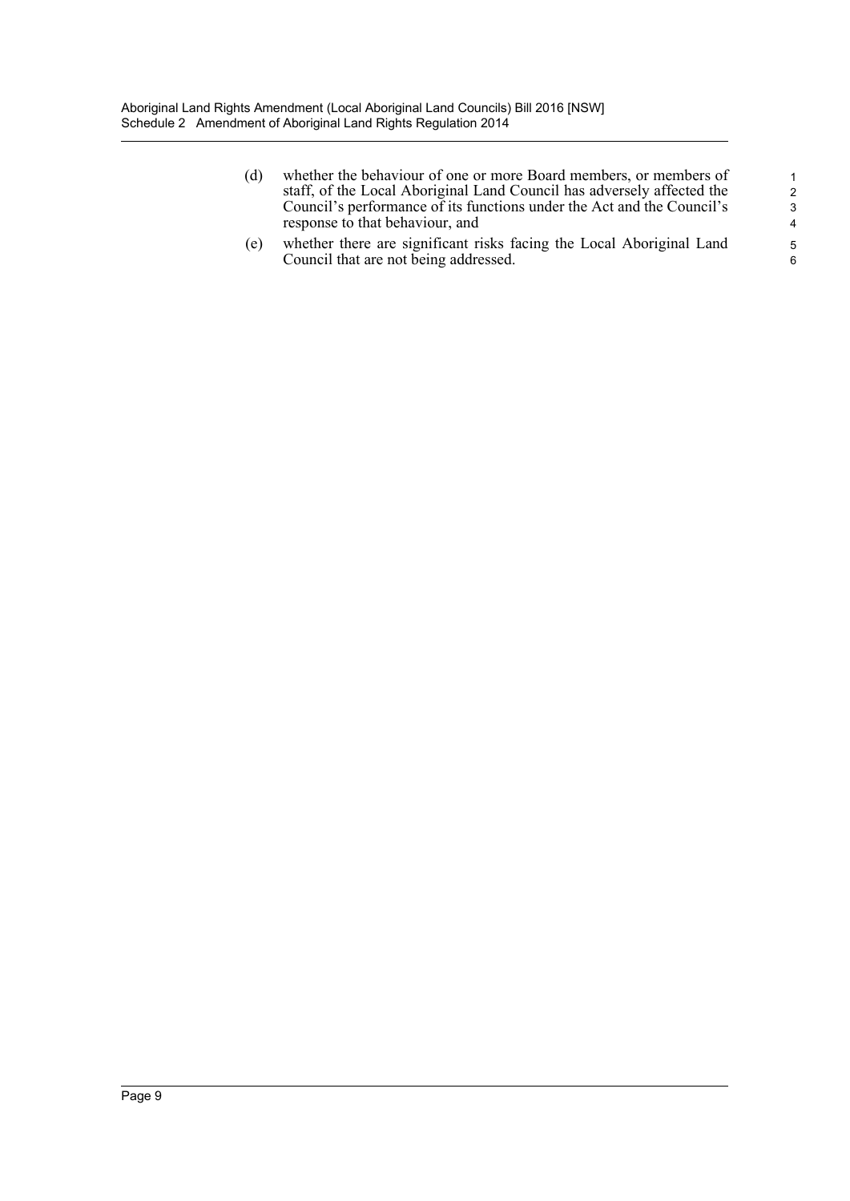(d) whether the behaviour of one or more Board members, or members of staff, of the Local Aboriginal Land Council has adversely affected the Council's performance of its functions under the Act and the Council's response to that behaviour, and

(e) whether there are significant risks facing the Local Aboriginal Land Council that are not being addressed.